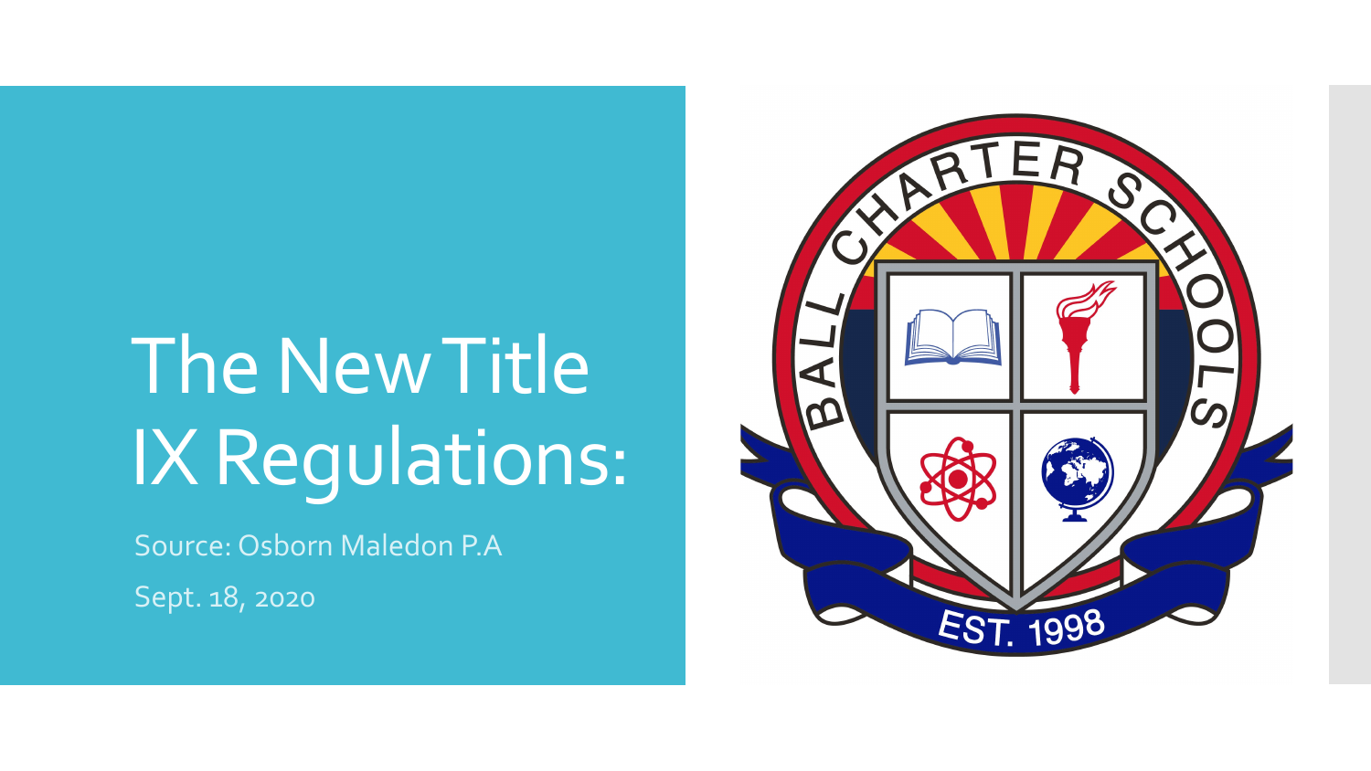# The New Title IX Regulations:

Source: Osborn Maledon P.A

Sept. 18, 2020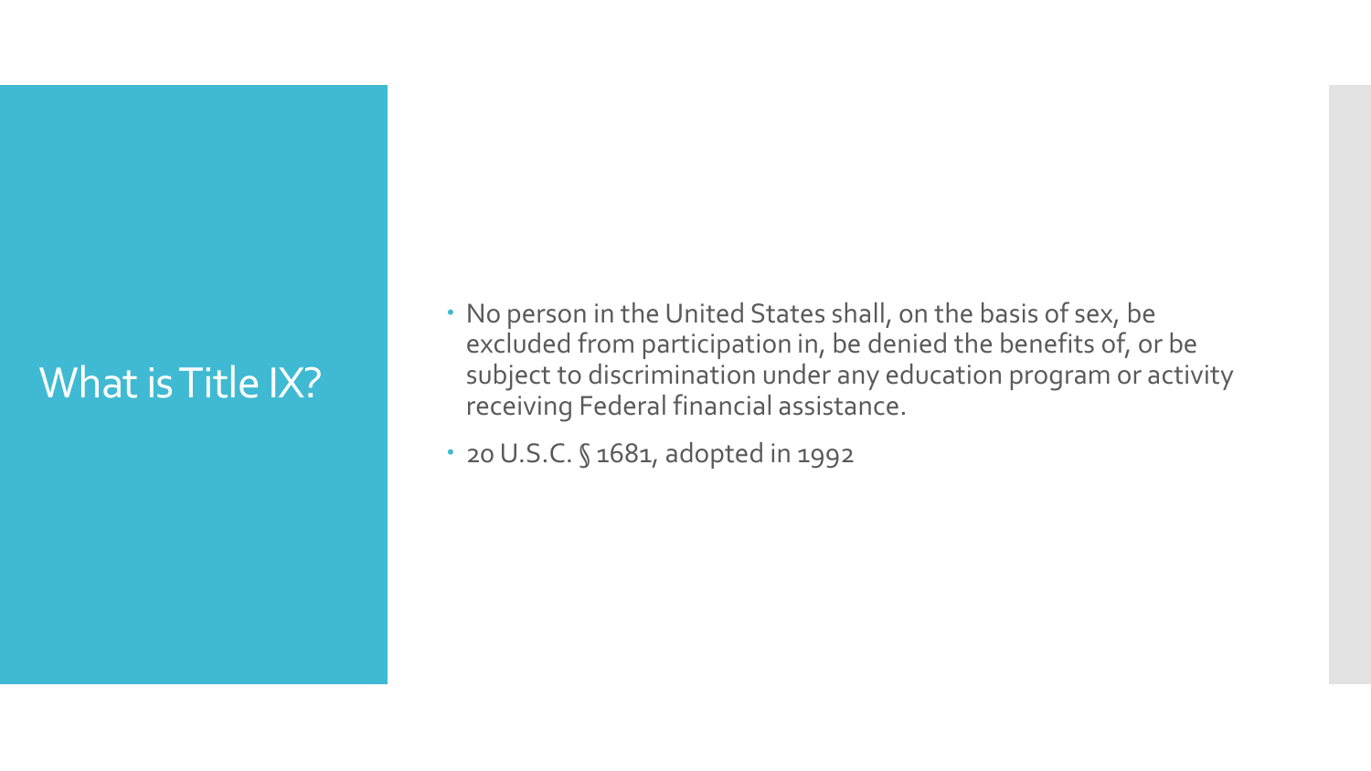# What is Title IX?

- No person in the United States shall, on the basis of sex, be excluded from participation in, be denied the benefits of, or be subject to discrimination under any education program or activity receiving Federal financial assistance.
- 20 U.S.C. § 1681, adopted in 1992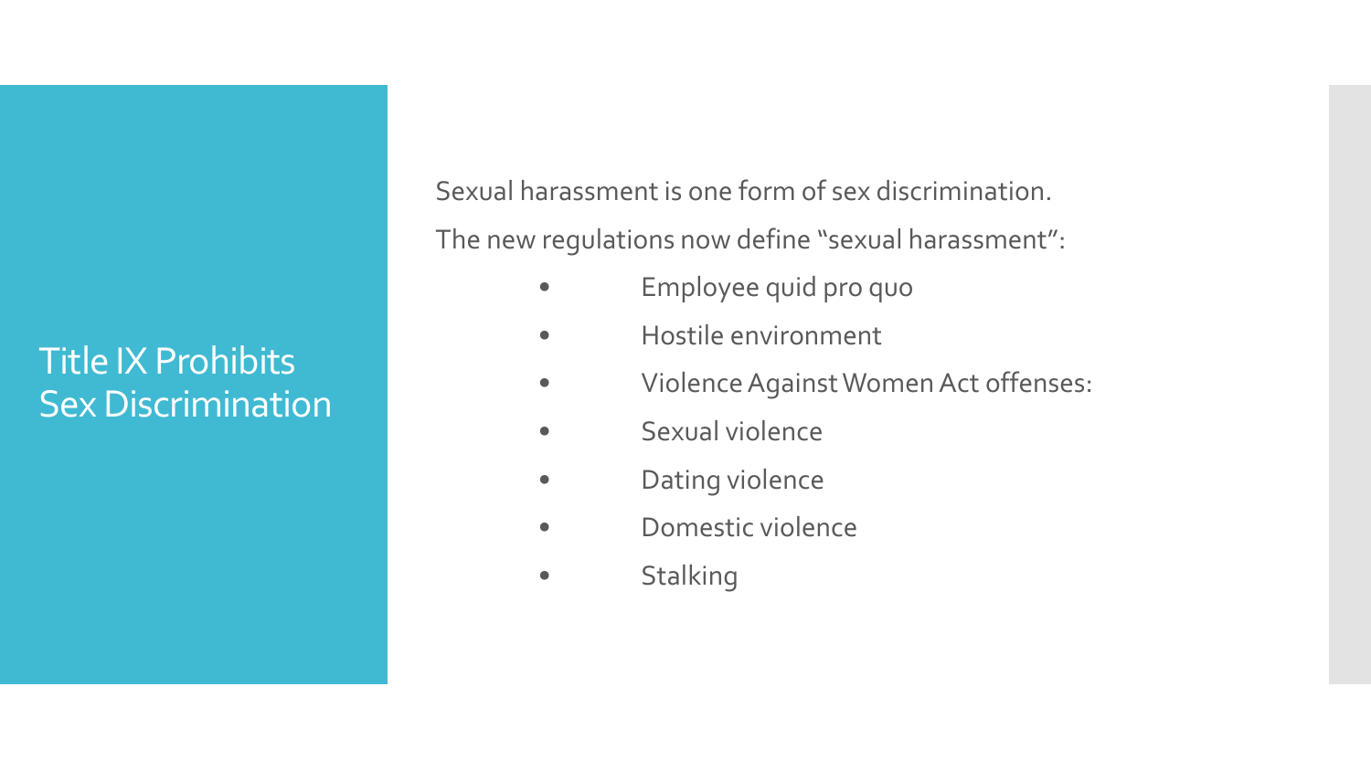# Title IX Prohibits Sex Discrimination

Sexual harassment is one form of sex discrimination.

The new regulations now define “sexual harassment”:

- Employee quid pro quo
- Hostile environment
- Violence Against Women Act offenses:
- Sexual violence
- Dating violence
- Domestic violence
- Stalking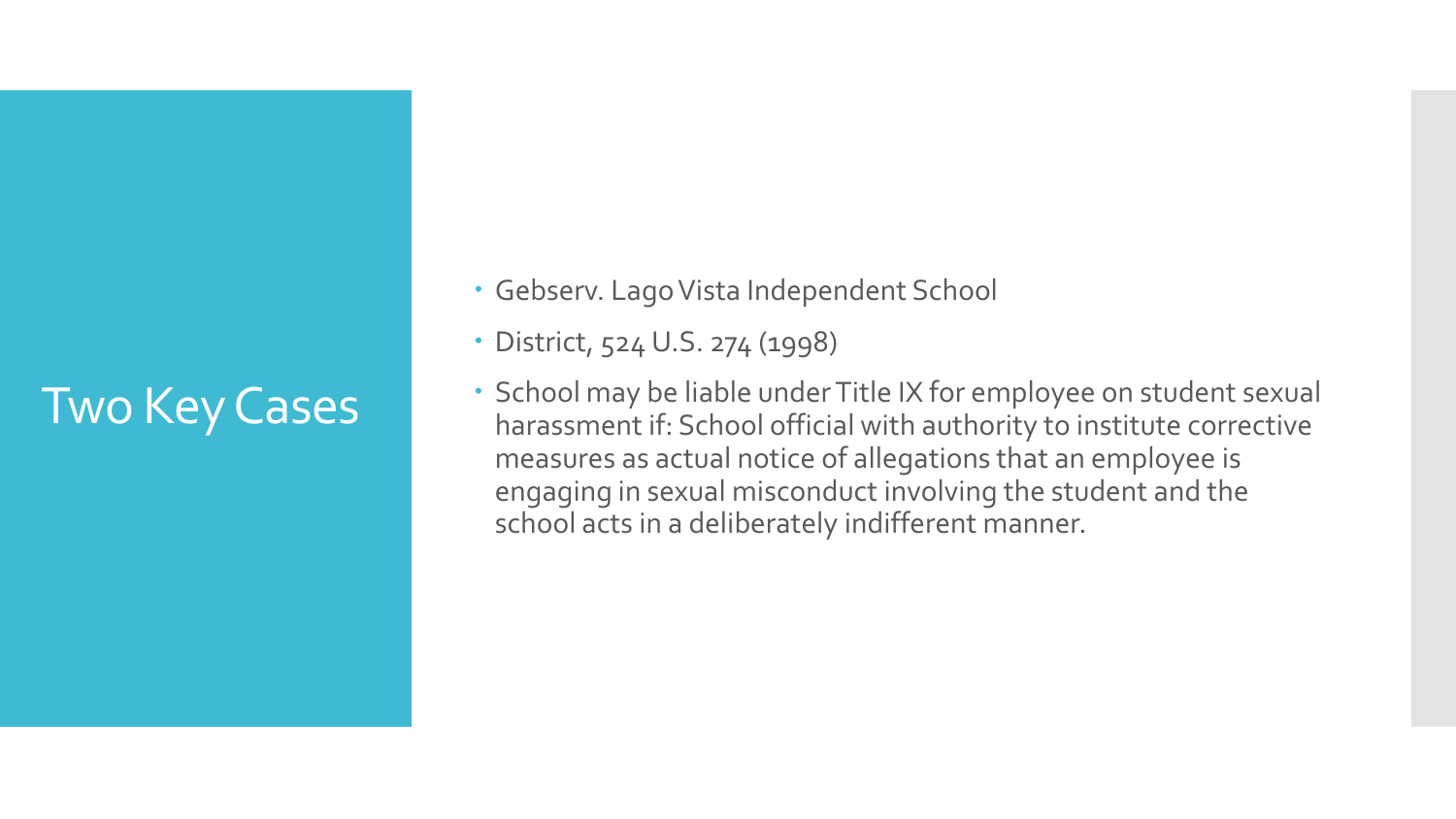# Two Key Cases

- Gebserv. Lago Vista Independent School
- District, 524 U.S. 274 (1998)
- School may be liable under Title IX for employee on student sexual harassment if: School official with authority to institute corrective measures as actual notice of allegations that an employee is engaging in sexual misconduct involving the student and the school acts in a deliberately indifferent manner.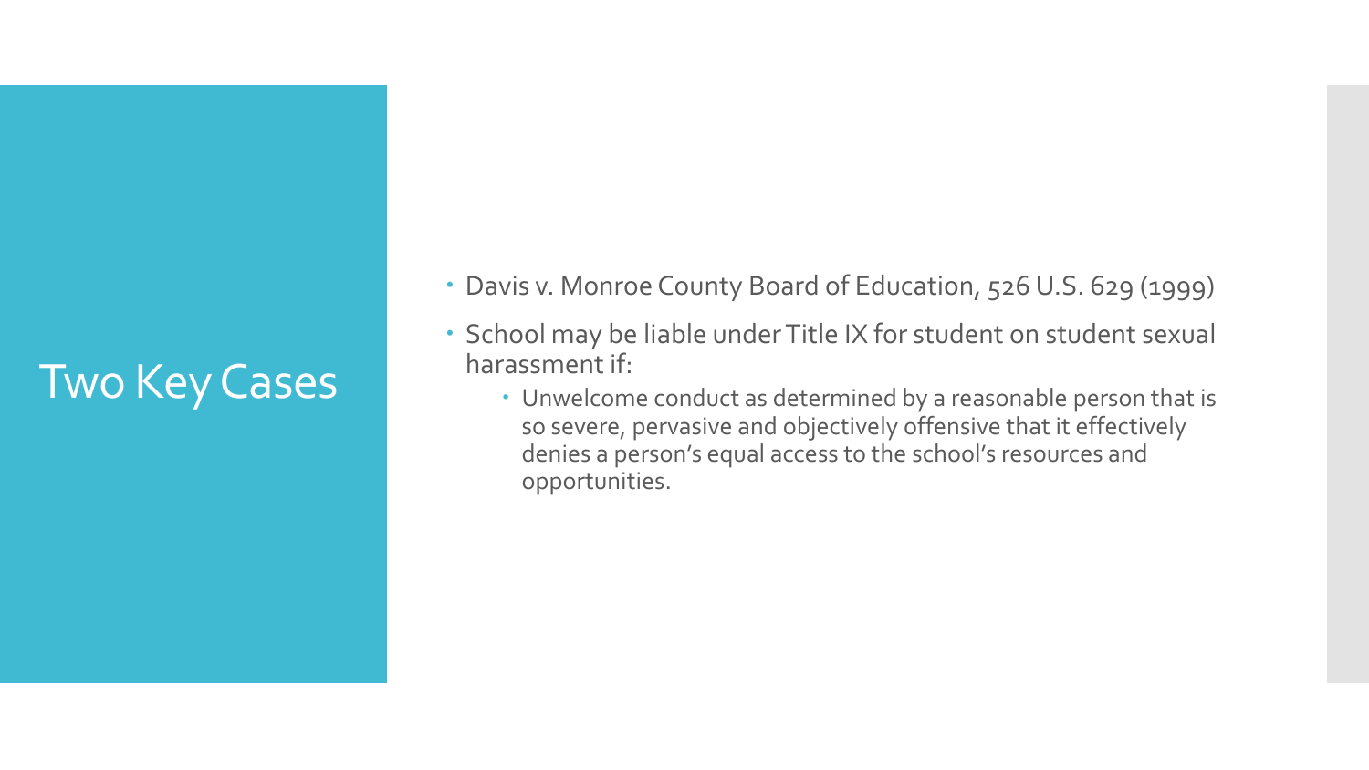# Two Key Cases

- Davis v. Monroe County Board of Education, 526 U.S. 629 (1999)
- School may be liable under Title IX for student on student sexual harassment if:
  - Unwelcome conduct as determined by a reasonable person that is so severe, pervasive and objectively offensive that it effectively denies a person's equal access to the school's resources and opportunities.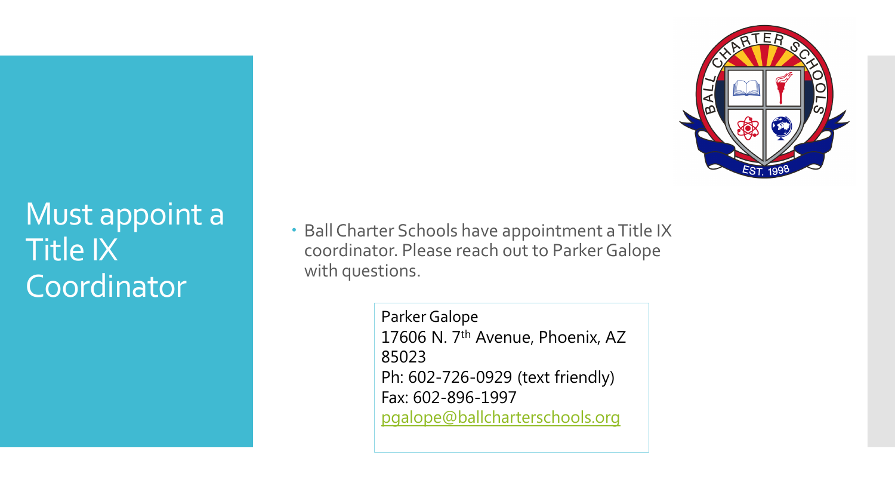# Must appoint a Title IX Coordinator

- Ball Charter Schools have appointment a Title IX coordinator. Please reach out to Parker Galope with questions.

Parker Galope
17606 N. 7th Avenue, Phoenix, AZ 85023
Ph: 602-726-0929 (text friendly)
Fax: 602-896-1997
pgalope@ballcharterschools.org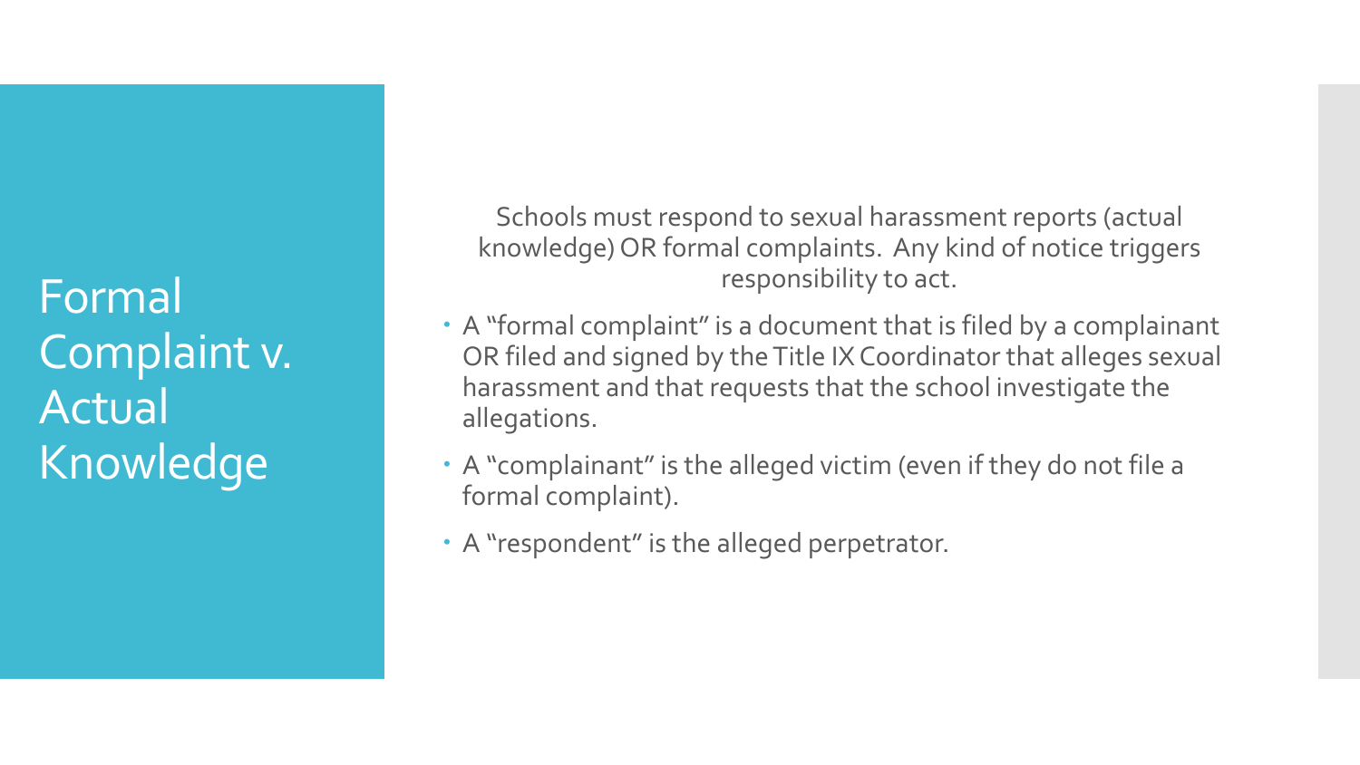# Formal Complaint v. Actual Knowledge

Schools must respond to sexual harassment reports (actual knowledge) OR formal complaints. Any kind of notice triggers responsibility to act.

- A "formal complaint" is a document that is filed by a complainant OR filed and signed by the Title IX Coordinator that alleges sexual harassment and that requests that the school investigate the allegations.
- A "complainant" is the alleged victim (even if they do not file a formal complaint).
- A "respondent" is the alleged perpetrator.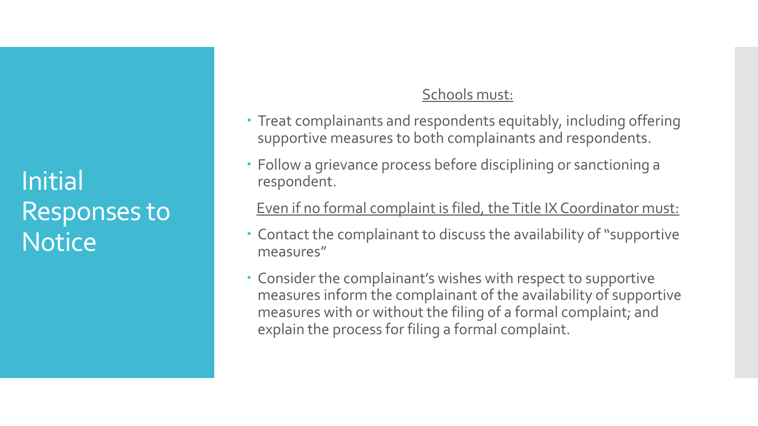# Initial Responses to Notice

Schools must:

- Treat complainants and respondents equitably, including offering supportive measures to both complainants and respondents.
- Follow a grievance process before disciplining or sanctioning a respondent.

Even if no formal complaint is filed, the Title IX Coordinator must:

- Contact the complainant to discuss the availability of "supportive measures"
- Consider the complainant's wishes with respect to supportive measures inform the complainant of the availability of supportive measures with or without the filing of a formal complaint; and explain the process for filing a formal complaint.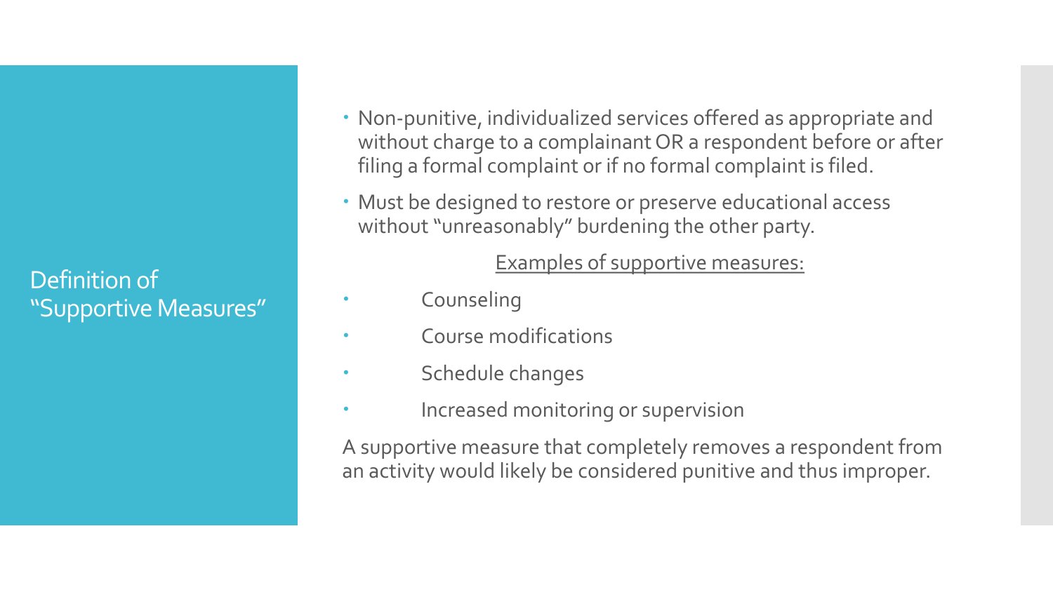# Definition of "Supportive Measures"

- Non-punitive, individualized services offered as appropriate and without charge to a complainant OR a respondent before or after filing a formal complaint or if no formal complaint is filed.
- Must be designed to restore or preserve educational access without "unreasonably" burdening the other party.

Examples of supportive measures:

- Counseling
- Course modifications
- Schedule changes
- Increased monitoring or supervision

A supportive measure that completely removes a respondent from an activity would likely be considered punitive and thus improper.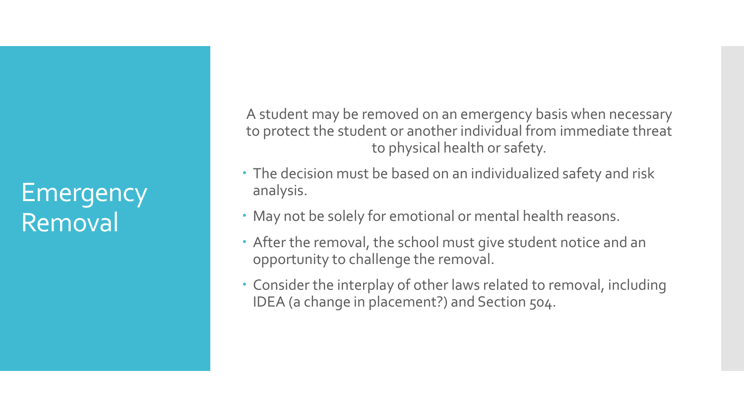# Emergency Removal

A student may be removed on an emergency basis when necessary to protect the student or another individual from immediate threat to physical health or safety.

- The decision must be based on an individualized safety and risk analysis.
- May not be solely for emotional or mental health reasons.
- After the removal, the school must give student notice and an opportunity to challenge the removal.
- Consider the interplay of other laws related to removal, including IDEA (a change in placement?) and Section 504.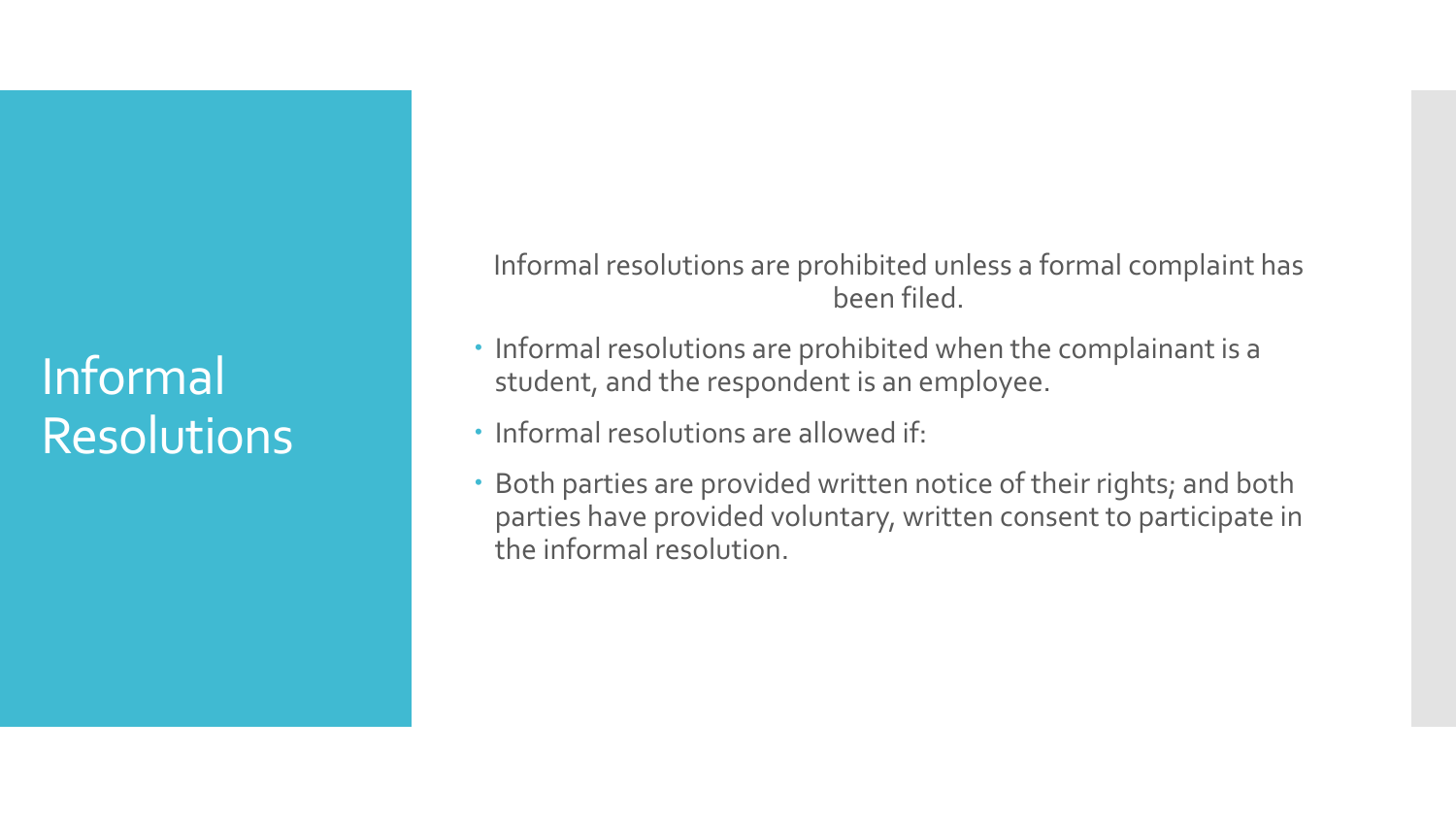# Informal Resolutions

Informal resolutions are prohibited unless a formal complaint has been filed.

- Informal resolutions are prohibited when the complainant is a student, and the respondent is an employee.
- Informal resolutions are allowed if:
- Both parties are provided written notice of their rights; and both parties have provided voluntary, written consent to participate in the informal resolution.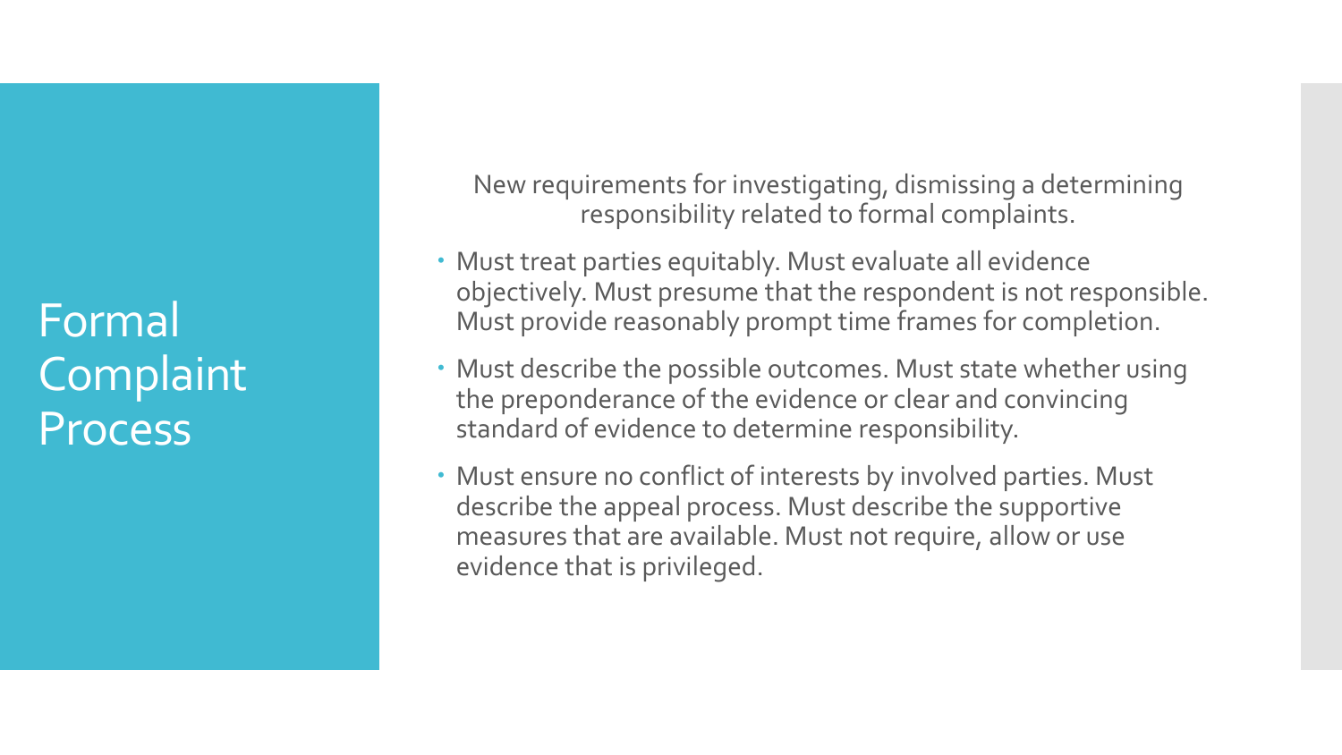# Formal Complaint Process

New requirements for investigating, dismissing a determining responsibility related to formal complaints.

- Must treat parties equitably. Must evaluate all evidence objectively. Must presume that the respondent is not responsible. Must provide reasonably prompt time frames for completion.
- Must describe the possible outcomes. Must state whether using the preponderance of the evidence or clear and convincing standard of evidence to determine responsibility.
- Must ensure no conflict of interests by involved parties. Must describe the appeal process. Must describe the supportive measures that are available. Must not require, allow or use evidence that is privileged.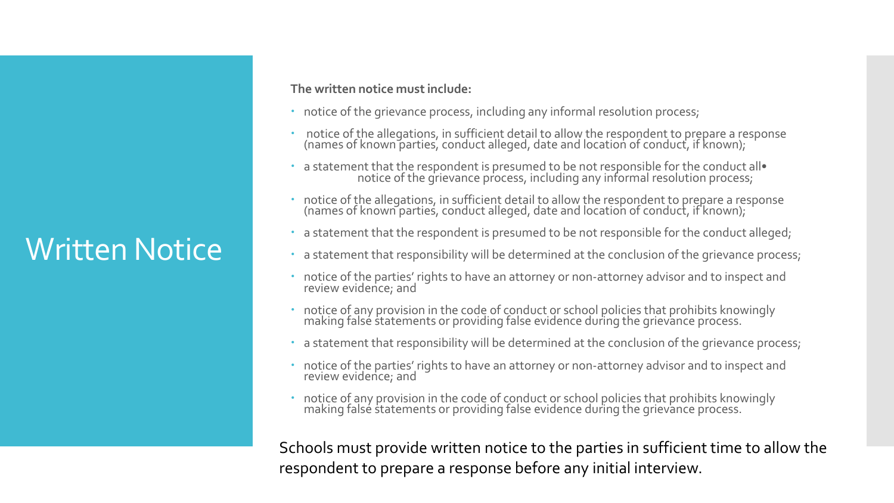# Written Notice

**The written notice must include:**

- notice of the grievance process, including any informal resolution process;
- notice of the allegations, in sufficient detail to allow the respondent to prepare a response (names of known parties, conduct alleged, date and location of conduct, if known);
- a statement that the respondent is presumed to be not responsible for the conduct all• notice of the grievance process, including any informal resolution process;
- notice of the allegations, in sufficient detail to allow the respondent to prepare a response (names of known parties, conduct alleged, date and location of conduct, if known);
- a statement that the respondent is presumed to be not responsible for the conduct alleged;
- a statement that responsibility will be determined at the conclusion of the grievance process;
- notice of the parties' rights to have an attorney or non-attorney advisor and to inspect and review evidence; and
- notice of any provision in the code of conduct or school policies that prohibits knowingly making false statements or providing false evidence during the grievance process.
- a statement that responsibility will be determined at the conclusion of the grievance process;
- notice of the parties' rights to have an attorney or non-attorney advisor and to inspect and review evidence; and
- notice of any provision in the code of conduct or school policies that prohibits knowingly making false statements or providing false evidence during the grievance process.

Schools must provide written notice to the parties in sufficient time to allow the respondent to prepare a response before any initial interview.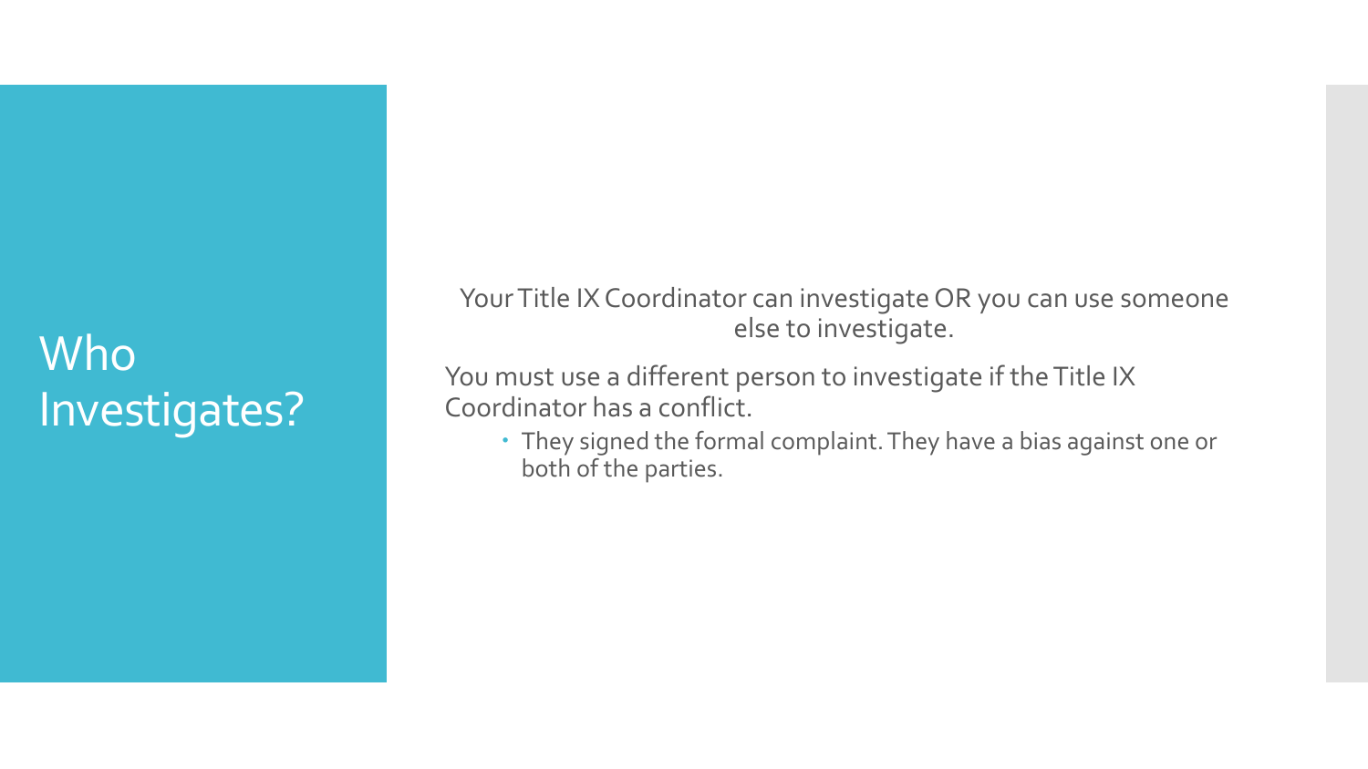# Who Investigates?

Your Title IX Coordinator can investigate OR you can use someone else to investigate.

You must use a different person to investigate if the Title IX Coordinator has a conflict.

- They signed the formal complaint. They have a bias against one or both of the parties.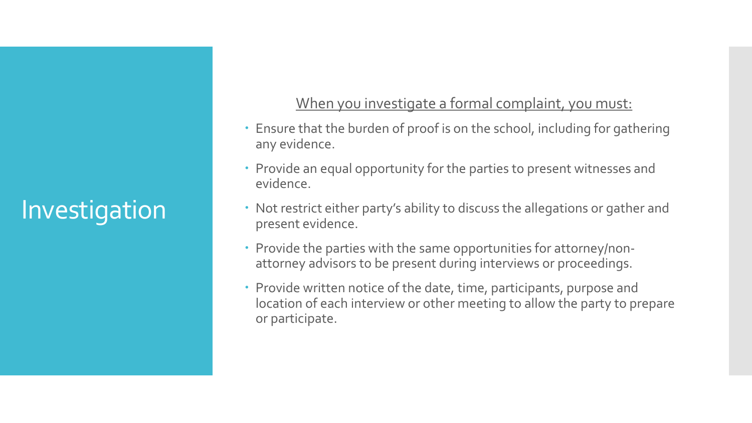# Investigation

When you investigate a formal complaint, you must:

- Ensure that the burden of proof is on the school, including for gathering any evidence.
- Provide an equal opportunity for the parties to present witnesses and evidence.
- Not restrict either party's ability to discuss the allegations or gather and present evidence.
- Provide the parties with the same opportunities for attorney/non-attorney advisors to be present during interviews or proceedings.
- Provide written notice of the date, time, participants, purpose and location of each interview or other meeting to allow the party to prepare or participate.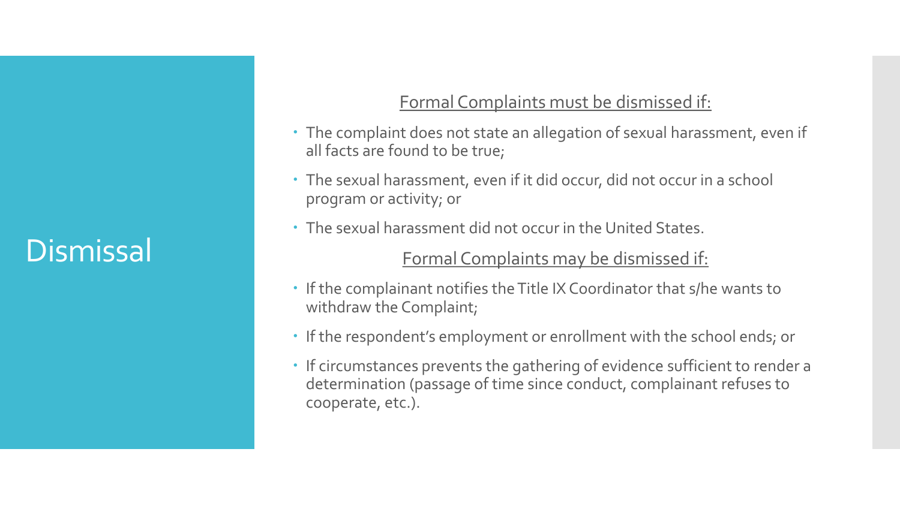# Dismissal

<u>Formal Complaints must be dismissed if:</u>

- The complaint does not state an allegation of sexual harassment, even if all facts are found to be true;
- The sexual harassment, even if it did occur, did not occur in a school program or activity; or
- The sexual harassment did not occur in the United States.

<u>Formal Complaints may be dismissed if:</u>

- If the complainant notifies the Title IX Coordinator that s/he wants to withdraw the Complaint;
- If the respondent's employment or enrollment with the school ends; or
- If circumstances prevents the gathering of evidence sufficient to render a determination (passage of time since conduct, complainant refuses to cooperate, etc.).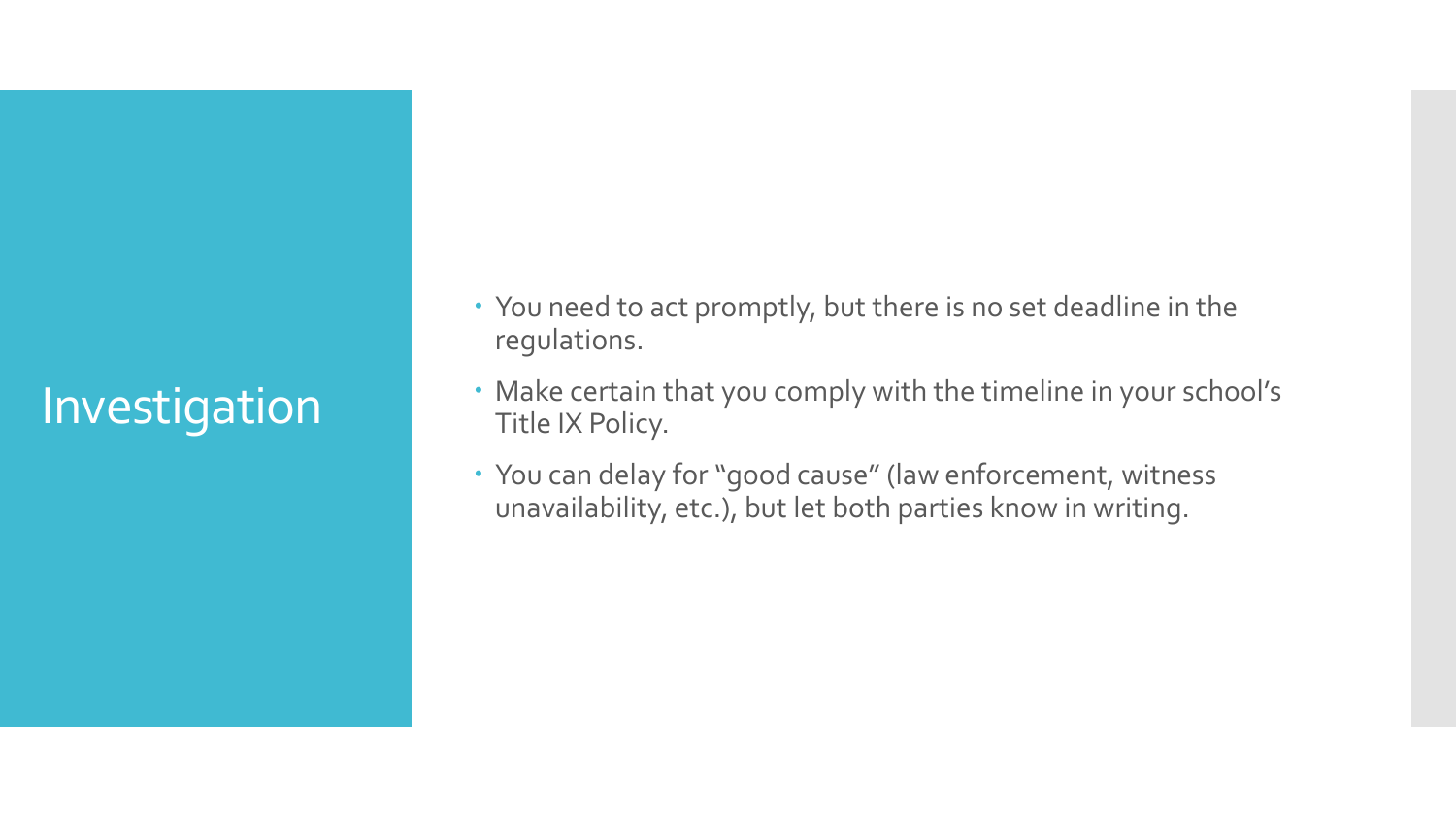# Investigation

- You need to act promptly, but there is no set deadline in the regulations.
- Make certain that you comply with the timeline in your school's Title IX Policy.
- You can delay for "good cause" (law enforcement, witness unavailability, etc.), but let both parties know in writing.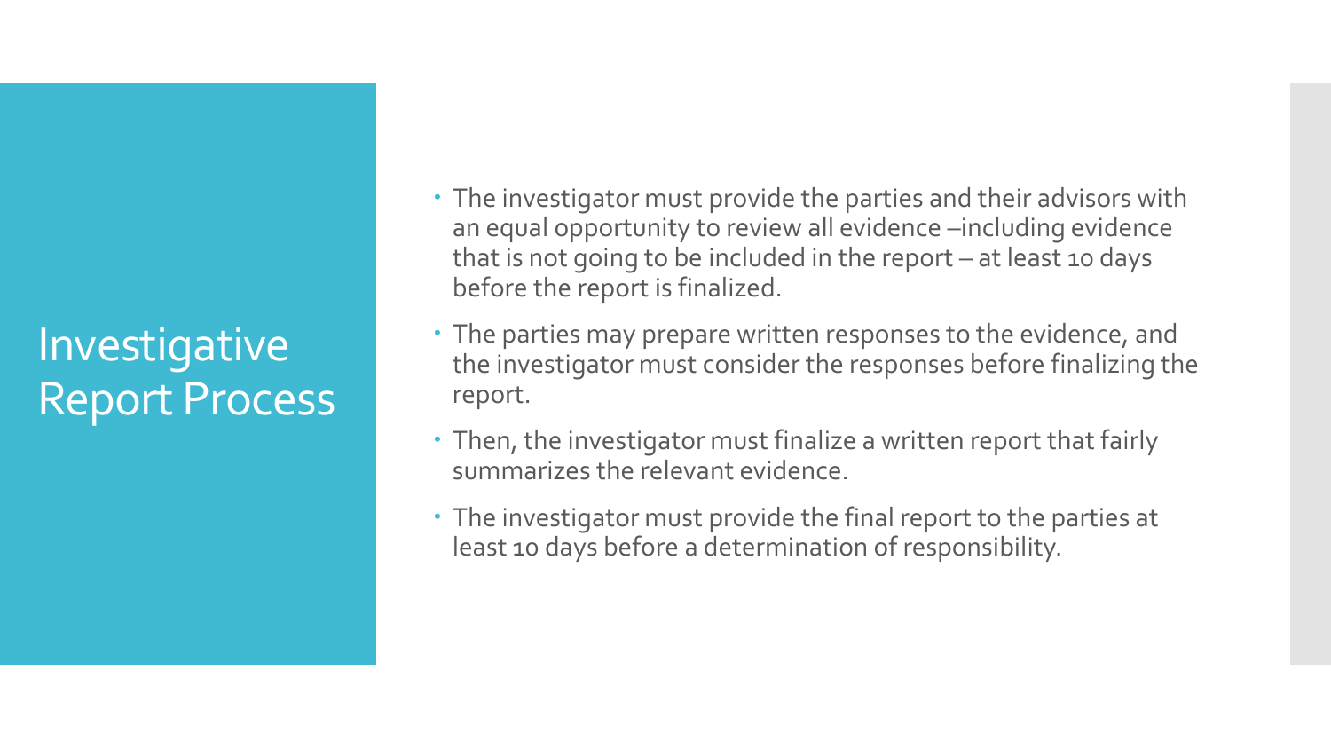# Investigative Report Process

- The investigator must provide the parties and their advisors with an equal opportunity to review all evidence –including evidence that is not going to be included in the report – at least 10 days before the report is finalized.
- The parties may prepare written responses to the evidence, and the investigator must consider the responses before finalizing the report.
- Then, the investigator must finalize a written report that fairly summarizes the relevant evidence.
- The investigator must provide the final report to the parties at least 10 days before a determination of responsibility.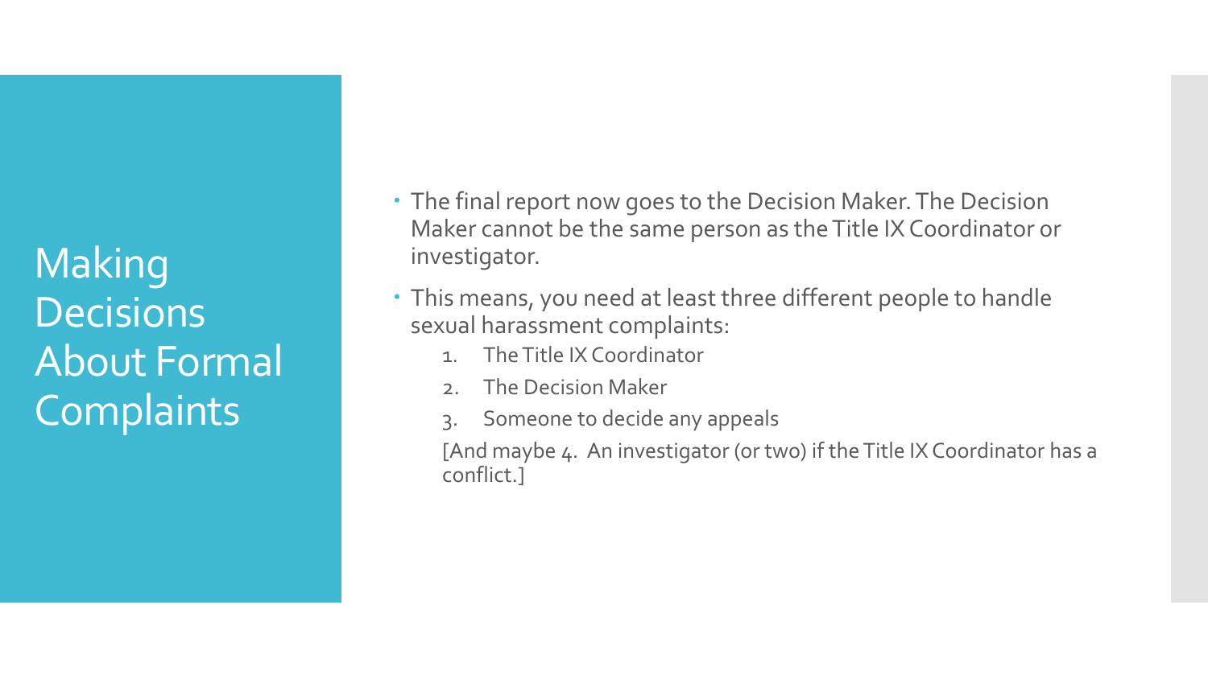# Making Decisions About Formal Complaints

- The final report now goes to the Decision Maker. The Decision Maker cannot be the same person as the Title IX Coordinator or investigator.
- This means, you need at least three different people to handle sexual harassment complaints:
  1. The Title IX Coordinator
  2. The Decision Maker
  3. Someone to decide any appeals

  [And maybe 4. An investigator (or two) if the Title IX Coordinator has a conflict.]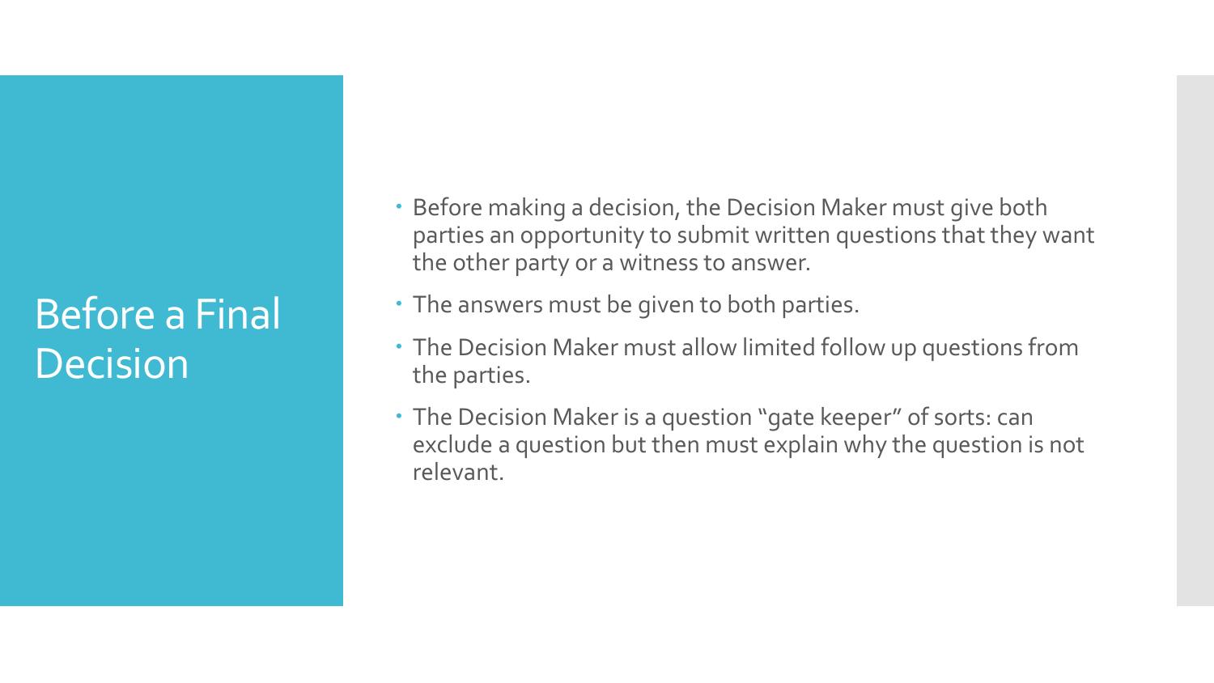# Before a Final Decision

- Before making a decision, the Decision Maker must give both parties an opportunity to submit written questions that they want the other party or a witness to answer.
- The answers must be given to both parties.
- The Decision Maker must allow limited follow up questions from the parties.
- The Decision Maker is a question "gate keeper" of sorts: can exclude a question but then must explain why the question is not relevant.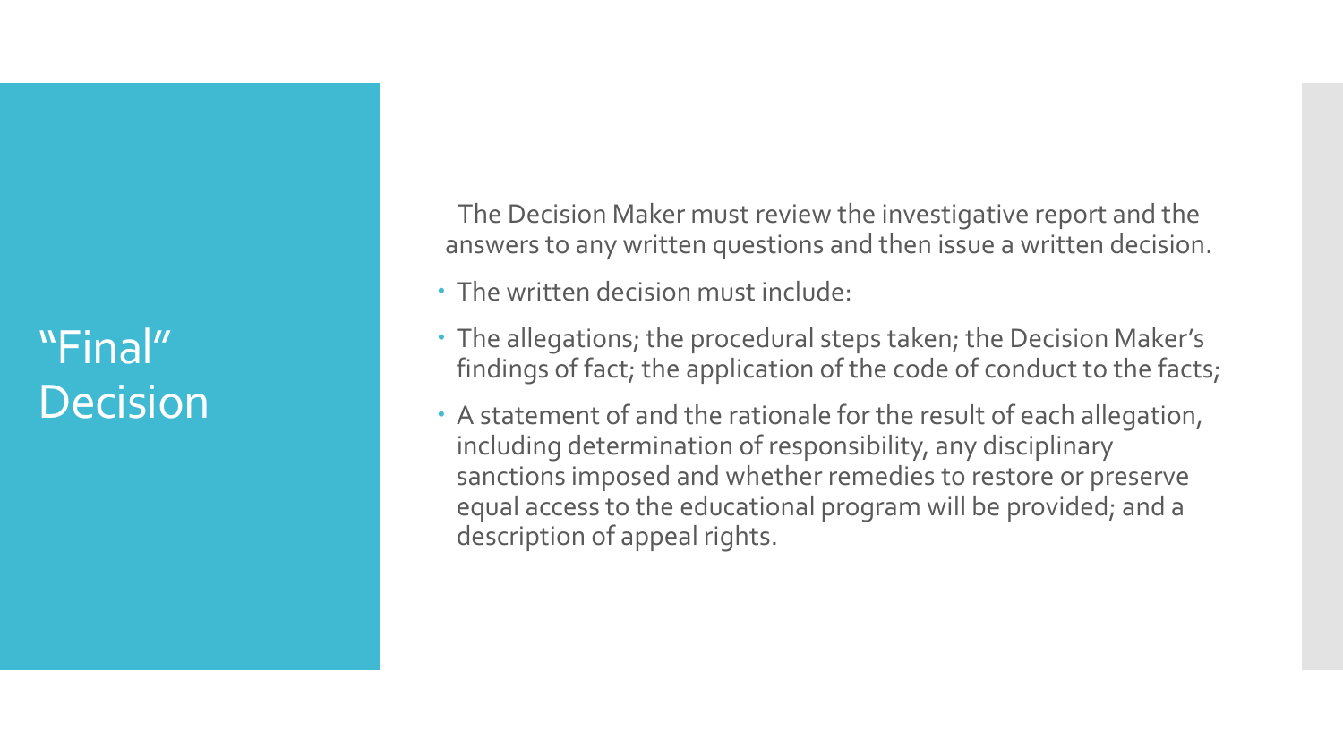# "Final" Decision

The Decision Maker must review the investigative report and the answers to any written questions and then issue a written decision.

- The written decision must include:
- The allegations; the procedural steps taken; the Decision Maker's findings of fact; the application of the code of conduct to the facts;
- A statement of and the rationale for the result of each allegation, including determination of responsibility, any disciplinary sanctions imposed and whether remedies to restore or preserve equal access to the educational program will be provided; and a description of appeal rights.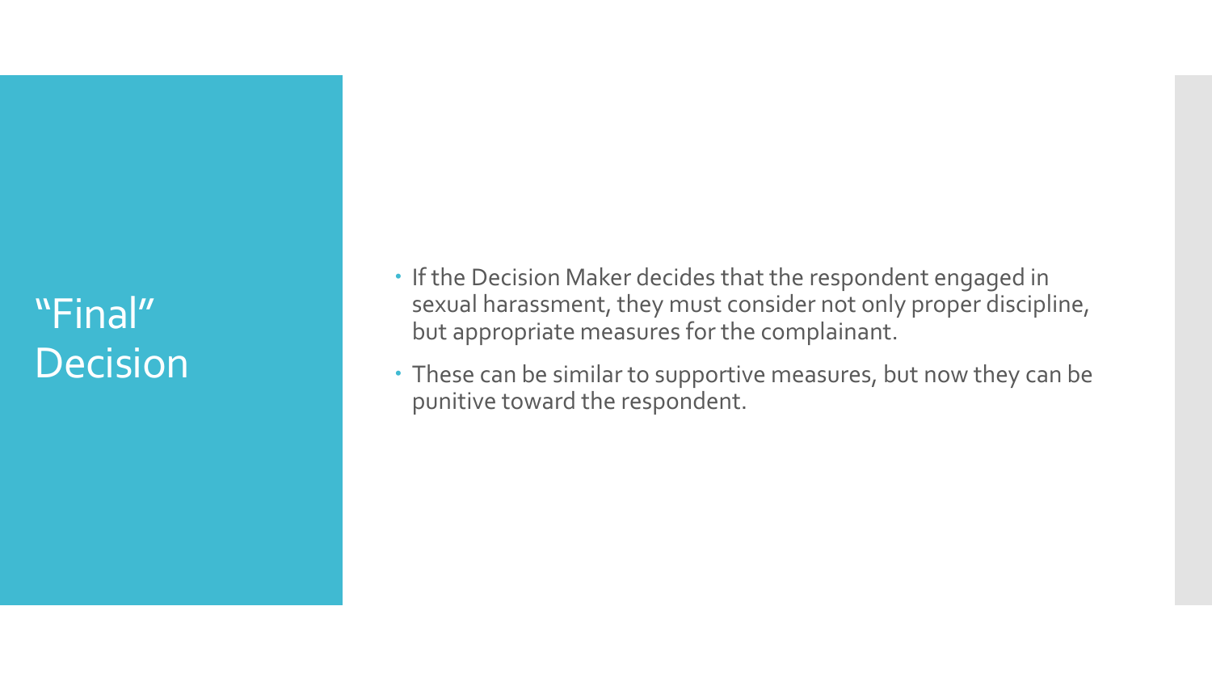# “Final” Decision

- If the Decision Maker decides that the respondent engaged in sexual harassment, they must consider not only proper discipline, but appropriate measures for the complainant.
- These can be similar to supportive measures, but now they can be punitive toward the respondent.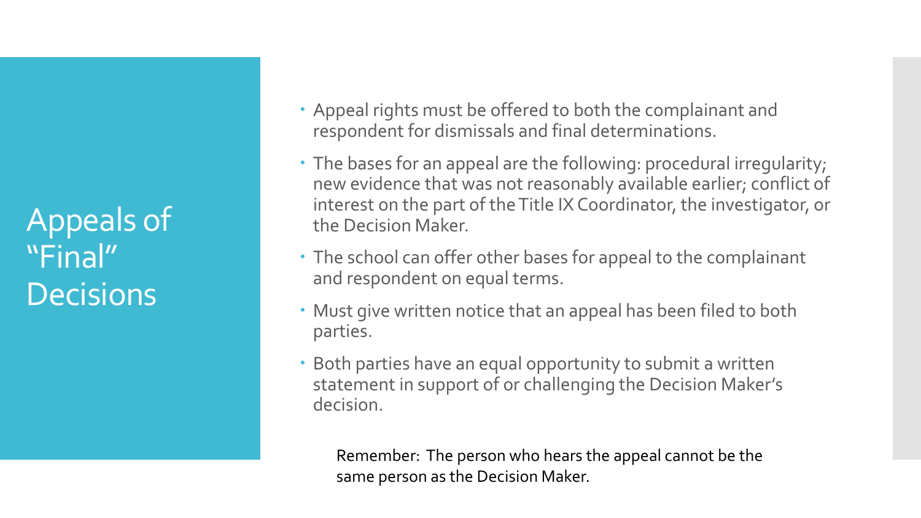# Appeals of "Final" Decisions

- Appeal rights must be offered to both the complainant and respondent for dismissals and final determinations.
- The bases for an appeal are the following: procedural irregularity; new evidence that was not reasonably available earlier; conflict of interest on the part of the Title IX Coordinator, the investigator, or the Decision Maker.
- The school can offer other bases for appeal to the complainant and respondent on equal terms.
- Must give written notice that an appeal has been filed to both parties.
- Both parties have an equal opportunity to submit a written statement in support of or challenging the Decision Maker's decision.

Remember: The person who hears the appeal cannot be the same person as the Decision Maker.